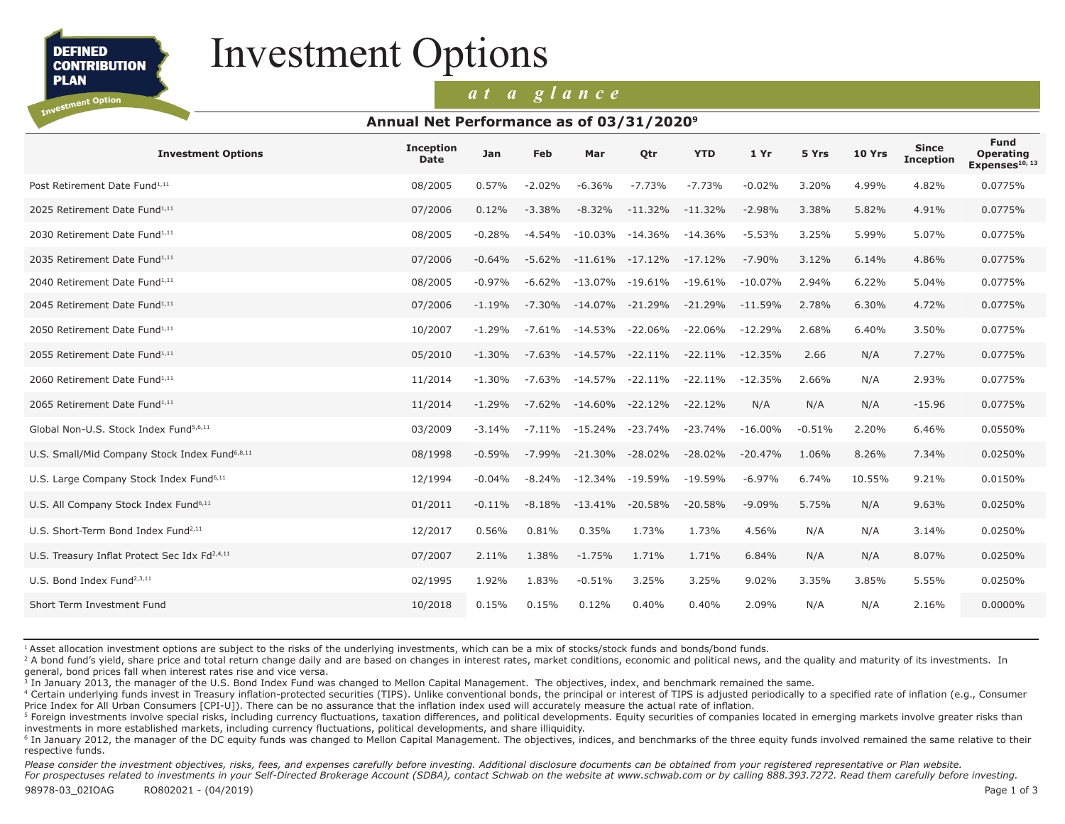DEFINED CONTRIBUTION PLAN

Investment Option

# Investment Options

*at a glance*

## Annual Net Performance as of 03/31/2020[9]

| Investment Options | Inception Date | Jan | Feb | Mar | Qtr | YTD | 1 Yr | 5 Yrs | 10 Yrs | Since Inception | Fund Operating Expenses[10, 13] |
|---|---|---|---|---|---|---|---|---|---|---|---|
| Post Retirement Date Fund[1,11] | 08/2005 | 0.57% | -2.02% | -6.36% | -7.73% | -7.73% | -0.02% | 3.20% | 4.99% | 4.82% | 0.0775% |
| 2025 Retirement Date Fund[1,11] | 07/2006 | 0.12% | -3.38% | -8.32% | -11.32% | -11.32% | -2.98% | 3.38% | 5.82% | 4.91% | 0.0775% |
| 2030 Retirement Date Fund[1,11] | 08/2005 | -0.28% | -4.54% | -10.03% | -14.36% | -14.36% | -5.53% | 3.25% | 5.99% | 5.07% | 0.0775% |
| 2035 Retirement Date Fund[1,11] | 07/2006 | -0.64% | -5.62% | -11.61% | -17.12% | -17.12% | -7.90% | 3.12% | 6.14% | 4.86% | 0.0775% |
| 2040 Retirement Date Fund[1,11] | 08/2005 | -0.97% | -6.62% | -13.07% | -19.61% | -19.61% | -10.07% | 2.94% | 6.22% | 5.04% | 0.0775% |
| 2045 Retirement Date Fund[1,11] | 07/2006 | -1.19% | -7.30% | -14.07% | -21.29% | -21.29% | -11.59% | 2.78% | 6.30% | 4.72% | 0.0775% |
| 2050 Retirement Date Fund[1,11] | 10/2007 | -1.29% | -7.61% | -14.53% | -22.06% | -22.06% | -12.29% | 2.68% | 6.40% | 3.50% | 0.0775% |
| 2055 Retirement Date Fund[1,11] | 05/2010 | -1.30% | -7.63% | -14.57% | -22.11% | -22.11% | -12.35% | 2.66 | N/A | 7.27% | 0.0775% |
| 2060 Retirement Date Fund[1,11] | 11/2014 | -1.30% | -7.63% | -14.57% | -22.11% | -22.11% | -12.35% | 2.66% | N/A | 2.93% | 0.0775% |
| 2065 Retirement Date Fund[1,11] | 11/2014 | -1.29% | -7.62% | -14.60% | -22.12% | -22.12% | N/A | N/A | N/A | -15.96 | 0.0775% |
| Global Non-U.S. Stock Index Fund[5,6,11] | 03/2009 | -3.14% | -7.11% | -15.24% | -23.74% | -23.74% | -16.00% | -0.51% | 2.20% | 6.46% | 0.0550% |
| U.S. Small/Mid Company Stock Index Fund[6,8,11] | 08/1998 | -0.59% | -7.99% | -21.30% | -28.02% | -28.02% | -20.47% | 1.06% | 8.26% | 7.34% | 0.0250% |
| U.S. Large Company Stock Index Fund[6,11] | 12/1994 | -0.04% | -8.24% | -12.34% | -19.59% | -19.59% | -6.97% | 6.74% | 10.55% | 9.21% | 0.0150% |
| U.S. All Company Stock Index Fund[6,11] | 01/2011 | -0.11% | -8.18% | -13.41% | -20.58% | -20.58% | -9.09% | 5.75% | N/A | 9.63% | 0.0250% |
| U.S. Short-Term Bond Index Fund[2,11] | 12/2017 | 0.56% | 0.81% | 0.35% | 1.73% | 1.73% | 4.56% | N/A | N/A | 3.14% | 0.0250% |
| U.S. Treasury Inflat Protect Sec Idx Fd[2,4,11] | 07/2007 | 2.11% | 1.38% | -1.75% | 1.71% | 1.71% | 6.84% | N/A | N/A | 8.07% | 0.0250% |
| U.S. Bond Index Fund[2,3,11] | 02/1995 | 1.92% | 1.83% | -0.51% | 3.25% | 3.25% | 9.02% | 3.35% | 3.85% | 5.55% | 0.0250% |
| Short Term Investment Fund | 10/2018 | 0.15% | 0.15% | 0.12% | 0.40% | 0.40% | 2.09% | N/A | N/A | 2.16% | 0.0000% |

[1] Asset allocation investment options are subject to the risks of the underlying investments, which can be a mix of stocks/stock funds and bonds/bond funds.

[2] A bond fund's yield, share price and total return change daily and are based on changes in interest rates, market conditions, economic and political news, and the quality and maturity of its investments. In general, bond prices fall when interest rates rise and vice versa.

[3] In January 2013, the manager of the U.S. Bond Index Fund was changed to Mellon Capital Management. The objectives, index, and benchmark remained the same.

[4] Certain underlying funds invest in Treasury inflation-protected securities (TIPS). Unlike conventional bonds, the principal or interest of TIPS is adjusted periodically to a specified rate of inflation (e.g., Consumer Price Index for All Urban Consumers [CPI-U]). There can be no assurance that the inflation index used will accurately measure the actual rate of inflation.

[5] Foreign investments involve special risks, including currency fluctuations, taxation differences, and political developments. Equity securities of companies located in emerging markets involve greater risks than investments in more established markets, including currency fluctuations, political developments, and share illiquidity.

[6] In January 2012, the manager of the DC equity funds was changed to Mellon Capital Management. The objectives, indices, and benchmarks of the three equity funds involved remained the same relative to their respective funds.

*Please consider the investment objectives, risks, fees, and expenses carefully before investing. Additional disclosure documents can be obtained from your registered representative or Plan website.*
*For prospectuses related to investments in your Self-Directed Brokerage Account (SDBA), contact Schwab on the website at www.schwab.com or by calling 888.393.7272. Read them carefully before investing.*

98978-03_02IOAG RO802021 - (04/2019)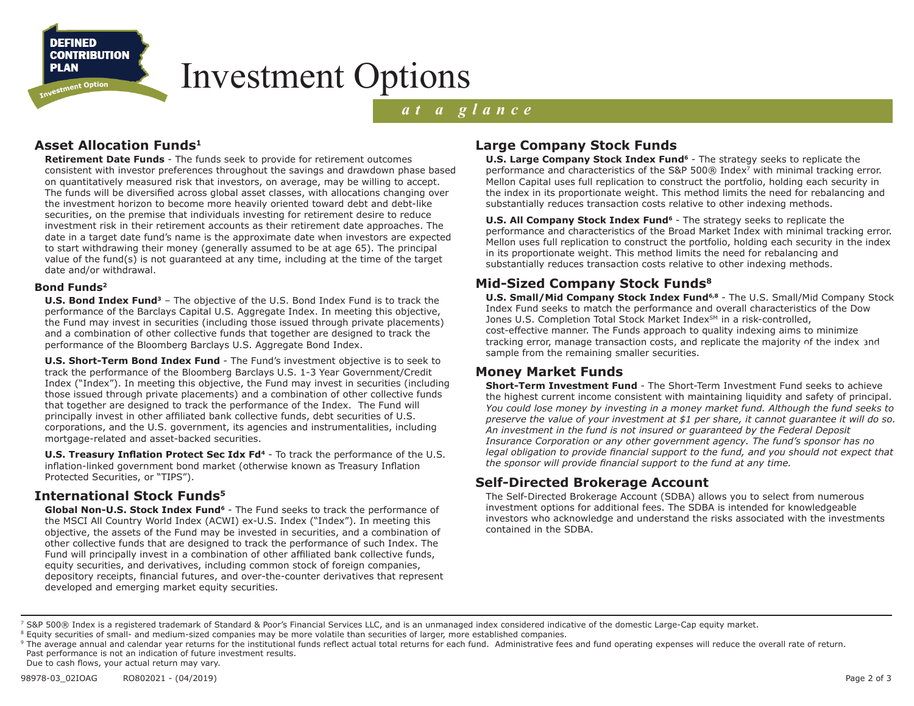# Investment Options

*at a glance*

## Asset Allocation Funds[1]

**Retirement Date Funds** - The funds seek to provide for retirement outcomes consistent with investor preferences throughout the savings and drawdown phase based on quantitatively measured risk that investors, on average, may be willing to accept. The funds will be diversified across global asset classes, with allocations changing over the investment horizon to become more heavily oriented toward debt and debt-like securities, on the premise that individuals investing for retirement desire to reduce investment risk in their retirement accounts as their retirement date approaches. The date in a target date fund's name is the approximate date when investors are expected to start withdrawing their money (generally assumed to be at age 65). The principal value of the fund(s) is not guaranteed at any time, including at the time of the target date and/or withdrawal.

### Bond Funds[2]

**U.S. Bond Index Fund[3]** – The objective of the U.S. Bond Index Fund is to track the performance of the Barclays Capital U.S. Aggregate Index. In meeting this objective, the Fund may invest in securities (including those issued through private placements) and a combination of other collective funds that together are designed to track the performance of the Bloomberg Barclays U.S. Aggregate Bond Index.

**U.S. Short-Term Bond Index Fund** - The Fund's investment objective is to seek to track the performance of the Bloomberg Barclays U.S. 1-3 Year Government/Credit Index ("Index"). In meeting this objective, the Fund may invest in securities (including those issued through private placements) and a combination of other collective funds that together are designed to track the performance of the Index. The Fund will principally invest in other affiliated bank collective funds, debt securities of U.S. corporations, and the U.S. government, its agencies and instrumentalities, including mortgage-related and asset-backed securities.

**U.S. Treasury Inflation Protect Sec Idx Fd[4]** - To track the performance of the U.S. inflation-linked government bond market (otherwise known as Treasury Inflation Protected Securities, or "TIPS").

## International Stock Funds[5]

**Global Non-U.S. Stock Index Fund[6]** - The Fund seeks to track the performance of the MSCI All Country World Index (ACWI) ex-U.S. Index ("Index"). In meeting this objective, the assets of the Fund may be invested in securities, and a combination of other collective funds that are designed to track the performance of such Index. The Fund will principally invest in a combination of other affiliated bank collective funds, equity securities, and derivatives, including common stock of foreign companies, depository receipts, financial futures, and over-the-counter derivatives that represent developed and emerging market equity securities.

## Large Company Stock Funds

**U.S. Large Company Stock Index Fund[6]** - The strategy seeks to replicate the performance and characteristics of the S&P 500® Index[7] with minimal tracking error. Mellon Capital uses full replication to construct the portfolio, holding each security in the index in its proportionate weight. This method limits the need for rebalancing and substantially reduces transaction costs relative to other indexing methods.

**U.S. All Company Stock Index Fund[6]** - The strategy seeks to replicate the performance and characteristics of the Broad Market Index with minimal tracking error. Mellon uses full replication to construct the portfolio, holding each security in the index in its proportionate weight. This method limits the need for rebalancing and substantially reduces transaction costs relative to other indexing methods.

## Mid-Sized Company Stock Funds[8]

**U.S. Small/Mid Company Stock Index Fund[6,8]** - The U.S. Small/Mid Company Stock Index Fund seeks to match the performance and overall characteristics of the Dow Jones U.S. Completion Total Stock Market Index℠ in a risk-controlled, cost-effective manner. The Funds approach to quality indexing aims to minimize tracking error, manage transaction costs, and replicate the majority of the index and sample from the remaining smaller securities.

## Money Market Funds

**Short-Term Investment Fund** - The Short-Term Investment Fund seeks to achieve the highest current income consistent with maintaining liquidity and safety of principal. *You could lose money by investing in a money market fund. Although the fund seeks to preserve the value of your investment at $1 per share, it cannot guarantee it will do so. An investment in the fund is not insured or guaranteed by the Federal Deposit Insurance Corporation or any other government agency. The fund's sponsor has no legal obligation to provide financial support to the fund, and you should not expect that the sponsor will provide financial support to the fund at any time.*

## Self-Directed Brokerage Account

The Self-Directed Brokerage Account (SDBA) allows you to select from numerous investment options for additional fees. The SDBA is intended for knowledgeable investors who acknowledge and understand the risks associated with the investments contained in the SDBA.

---

[7] S&P 500® Index is a registered trademark of Standard & Poor's Financial Services LLC, and is an unmanaged index considered indicative of the domestic Large-Cap equity market.

[8] Equity securities of small- and medium-sized companies may be more volatile than securities of larger, more established companies.

[9] The average annual and calendar year returns for the institutional funds reflect actual total returns for each fund. Administrative fees and fund operating expenses will reduce the overall rate of return. Past performance is not an indication of future investment results.
Due to cash flows, your actual return may vary.

98978-03_02IOAG RO802021 - (04/2019)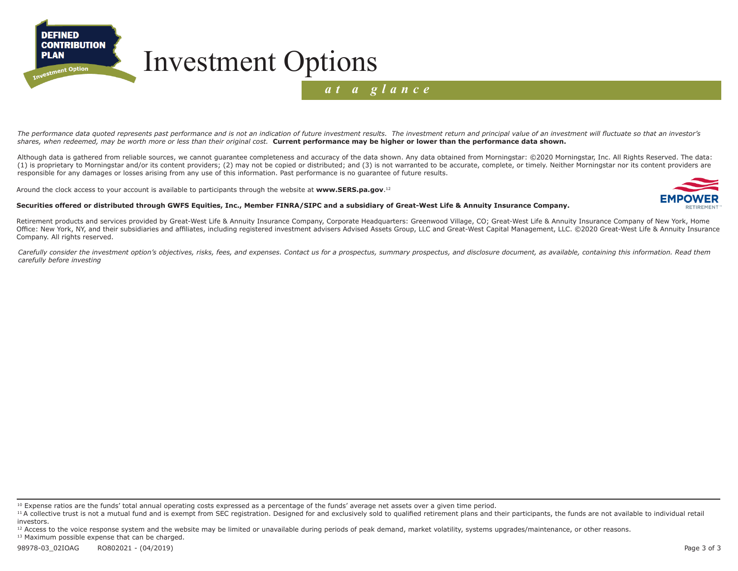# Investment Options

*at a glance*

*The performance data quoted represents past performance and is not an indication of future investment results. The investment return and principal value of an investment will fluctuate so that an investor's shares, when redeemed, may be worth more or less than their original cost.* **Current performance may be higher or lower than the performance data shown.**

Although data is gathered from reliable sources, we cannot guarantee completeness and accuracy of the data shown. Any data obtained from Morningstar: ©2020 Morningstar, Inc. All Rights Reserved. The data: (1) is proprietary to Morningstar and/or its content providers; (2) may not be copied or distributed; and (3) is not warranted to be accurate, complete, or timely. Neither Morningstar nor its content providers are responsible for any damages or losses arising from any use of this information. Past performance is no guarantee of future results.

Around the clock access to your account is available to participants through the website at **www.SERS.pa.gov**.[12]

**Securities offered or distributed through GWFS Equities, Inc., Member FINRA/SIPC and a subsidiary of Great-West Life & Annuity Insurance Company.**

Retirement products and services provided by Great-West Life & Annuity Insurance Company, Corporate Headquarters: Greenwood Village, CO; Great-West Life & Annuity Insurance Company of New York, Home Office: New York, NY, and their subsidiaries and affiliates, including registered investment advisers Advised Assets Group, LLC and Great-West Capital Management, LLC. ©2020 Great-West Life & Annuity Insurance Company. All rights reserved.

*Carefully consider the investment option's objectives, risks, fees, and expenses. Contact us for a prospectus, summary prospectus, and disclosure document, as available, containing this information. Read them carefully before investing*

---

[10] Expense ratios are the funds' total annual operating costs expressed as a percentage of the funds' average net assets over a given time period.

[11] A collective trust is not a mutual fund and is exempt from SEC registration. Designed for and exclusively sold to qualified retirement plans and their participants, the funds are not available to individual retail investors.

[12] Access to the voice response system and the website may be limited or unavailable during periods of peak demand, market volatility, systems upgrades/maintenance, or other reasons.

[13] Maximum possible expense that can be charged.

98978-03_02IOAG RO802021 - (04/2019)